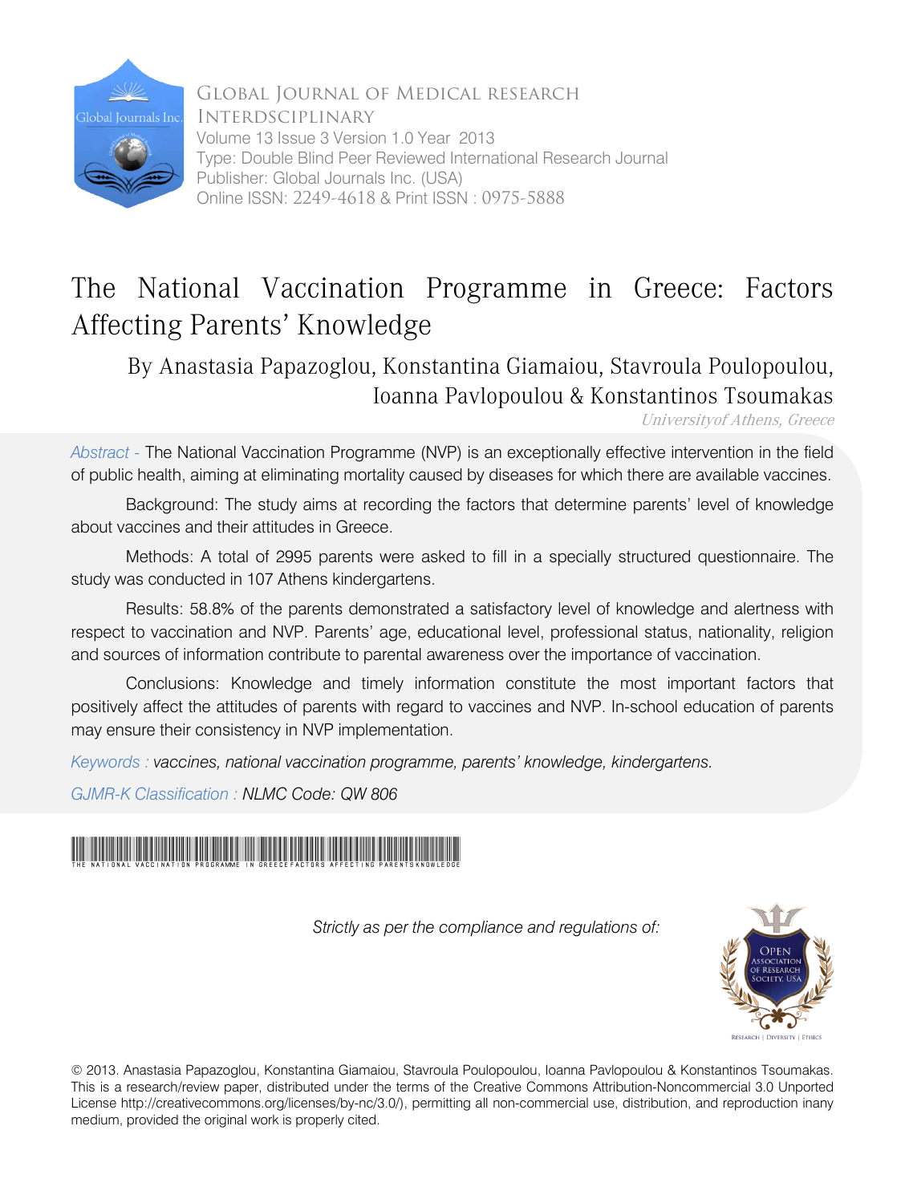Global Journal of Medical research
Interdisciplinary
Volume 13 Issue 3 Version 1.0 Year 2013
Type: Double Blind Peer Reviewed International Research Journal
Publisher: Global Journals Inc. (USA)
Online ISSN: 2249-4618 & Print ISSN : 0975-5888

# The National Vaccination Programme in Greece: Factors Affecting Parents' Knowledge

By Anastasia Papazoglou, Konstantina Giamaiou, Stavroula Poulopoulou, Ioanna Pavlopoulou & Konstantinos Tsoumakas

*Universityof Athens, Greece*

*Abstract -* The National Vaccination Programme (NVP) is an exceptionally effective intervention in the field of public health, aiming at eliminating mortality caused by diseases for which there are available vaccines.

Background: The study aims at recording the factors that determine parents' level of knowledge about vaccines and their attitudes in Greece.

Methods: A total of 2995 parents were asked to fill in a specially structured questionnaire. The study was conducted in 107 Athens kindergartens.

Results: 58.8% of the parents demonstrated a satisfactory level of knowledge and alertness with respect to vaccination and NVP. Parents' age, educational level, professional status, nationality, religion and sources of information contribute to parental awareness over the importance of vaccination.

Conclusions: Knowledge and timely information constitute the most important factors that positively affect the attitudes of parents with regard to vaccines and NVP. In-school education of parents may ensure their consistency in NVP implementation.

*Keywords : vaccines, national vaccination programme, parents' knowledge, kindergartens.*

*GJMR-K Classification : NLMC Code: QW 806*

THE NATIONAL VACCINATION PROGRAMME IN GREECEFACTORS AFFECTING PARENTSKNOWLEDGE

*Strictly as per the compliance and regulations of:*

© 2013. Anastasia Papazoglou, Konstantina Giamaiou, Stavroula Poulopoulou, Ioanna Pavlopoulou & Konstantinos Tsoumakas. This is a research/review paper, distributed under the terms of the Creative Commons Attribution-Noncommercial 3.0 Unported License http://creativecommons.org/licenses/by-nc/3.0/), permitting all non-commercial use, distribution, and reproduction inany medium, provided the original work is properly cited.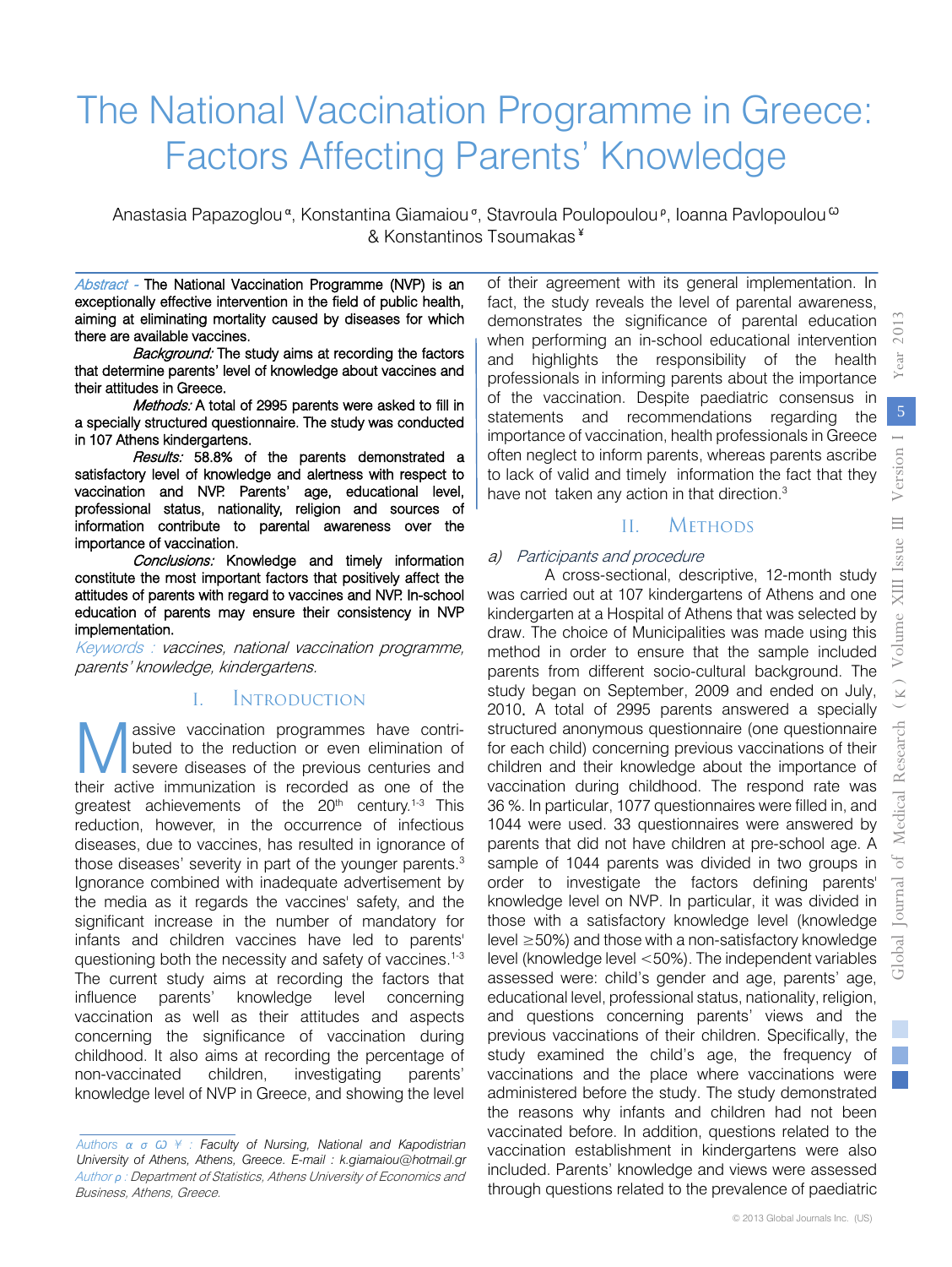# The National Vaccination Programme in Greece: Factors Affecting Parents' Knowledge

Anastasia Papazoglou [α], Konstantina Giamaiou [σ], Stavroula Poulopoulou [ρ], Ioanna Pavlopoulou [Ѡ] & Konstantinos Tsoumakas [¥]

*Abstract -* The National Vaccination Programme (NVP) is an exceptionally effective intervention in the field of public health, aiming at eliminating mortality caused by diseases for which there are available vaccines.

*Background:* The study aims at recording the factors that determine parents' level of knowledge about vaccines and their attitudes in Greece.

*Methods:* A total of 2995 parents were asked to fill in a specially structured questionnaire. The study was conducted in 107 Athens kindergartens.

*Results:* 58.8% of the parents demonstrated a satisfactory level of knowledge and alertness with respect to vaccination and NVP. Parents' age, educational level, professional status, nationality, religion and sources of information contribute to parental awareness over the importance of vaccination.

*Conclusions:* Knowledge and timely information constitute the most important factors that positively affect the attitudes of parents with regard to vaccines and NVP. In-school education of parents may ensure their consistency in NVP implementation.

*Keywords : vaccines, national vaccination programme, parents' knowledge, kindergartens.*

## I. Introduction

Massive vaccination programmes have contributed to the reduction or even elimination of severe diseases of the previous centuries and their active immunization is recorded as one of the greatest achievements of the 20th century.[1-3] This reduction, however, in the occurrence of infectious diseases, due to vaccines, has resulted in ignorance of those diseases' severity in part of the younger parents.[3] Ignorance combined with inadequate advertisement by the media as it regards the vaccines' safety, and the significant increase in the number of mandatory for infants and children vaccines have led to parents' questioning both the necessity and safety of vaccines.[1-3] The current study aims at recording the factors that influence parents' knowledge level concerning vaccination as well as their attitudes and aspects concerning the significance of vaccination during childhood. It also aims at recording the percentage of non-vaccinated children, investigating parents' knowledge level of NVP in Greece, and showing the level of their agreement with its general implementation. In fact, the study reveals the level of parental awareness, demonstrates the significance of parental education when performing an in-school educational intervention and highlights the responsibility of the health professionals in informing parents about the importance of the vaccination. Despite paediatric consensus in statements and recommendations regarding the importance of vaccination, health professionals in Greece often neglect to inform parents, whereas parents ascribe to lack of valid and timely information the fact that they have not taken any action in that direction.[3]

## II. Methods

### *a) Participants and procedure*

A cross-sectional, descriptive, 12-month study was carried out at 107 kindergartens of Athens and one kindergarten at a Hospital of Athens that was selected by draw. The choice of Municipalities was made using this method in order to ensure that the sample included parents from different socio-cultural background. The study began on September, 2009 and ended on July, 2010. A total of 2995 parents answered a specially structured anonymous questionnaire (one questionnaire for each child) concerning previous vaccinations of their children and their knowledge about the importance of vaccination during childhood. The respond rate was 36 %. In particular, 1077 questionnaires were filled in, and 1044 were used. 33 questionnaires were answered by parents that did not have children at pre-school age. A sample of 1044 parents was divided in two groups in order to investigate the factors defining parents' knowledge level on NVP. In particular, it was divided in those with a satisfactory knowledge level (knowledge level ≥50%) and those with a non-satisfactory knowledge level (knowledge level <50%). The independent variables assessed were: child's gender and age, parents' age, educational level, professional status, nationality, religion, and questions concerning parents' views and the previous vaccinations of their children. Specifically, the study examined the child's age, the frequency of vaccinations and the place where vaccinations were administered before the study. The study demonstrated the reasons why infants and children had not been vaccinated before. In addition, questions related to the vaccination establishment in kindergartens were also included. Parents' knowledge and views were assessed through questions related to the prevalence of paediatric

---

*Authors α σ Ѡ ¥ : Faculty of Nursing, National and Kapodistrian University of Athens, Athens, Greece. E-mail : k.giamaiou@hotmail.gr*
*Author ρ : Department of Statistics, Athens University of Economics and Business, Athens, Greece.*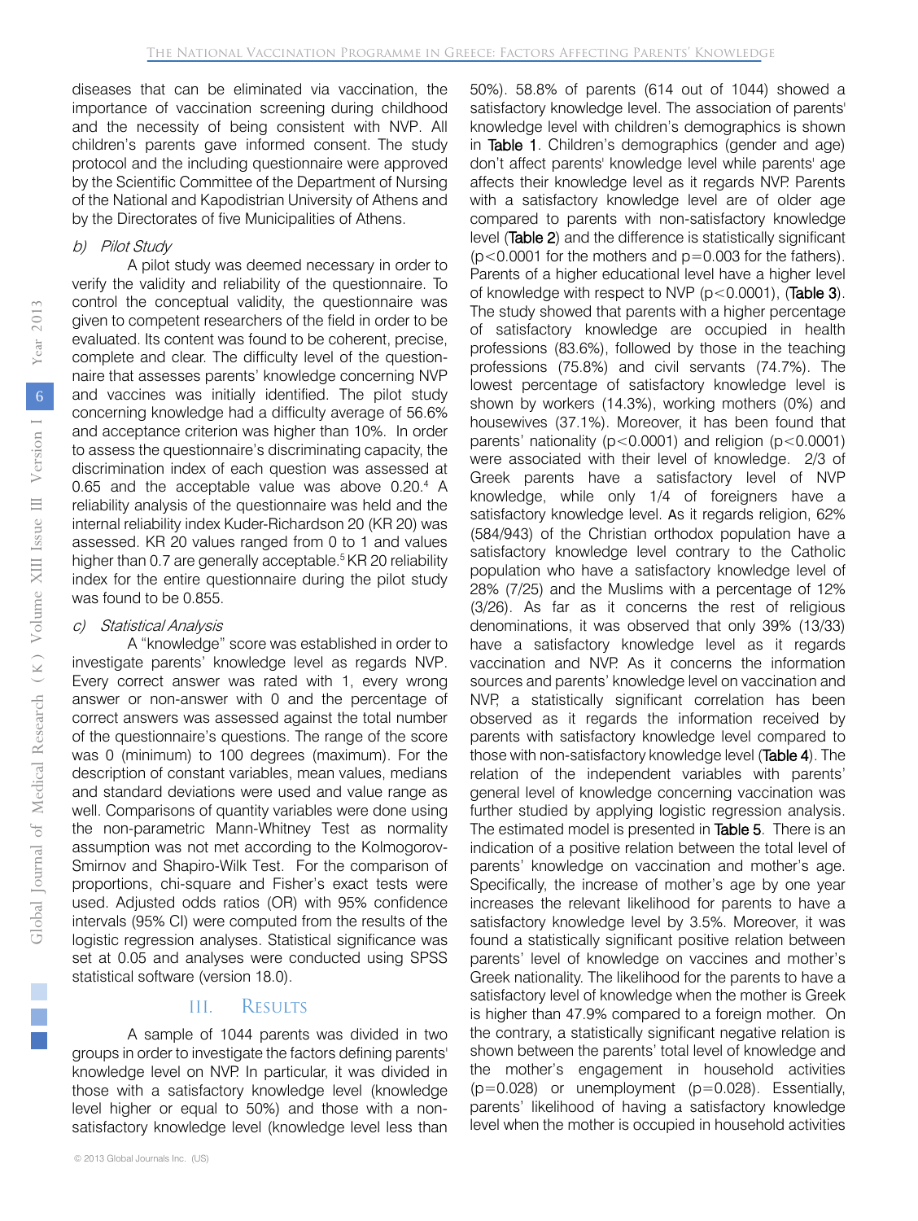diseases that can be eliminated via vaccination, the importance of vaccination screening during childhood and the necessity of being consistent with NVP. All children's parents gave informed consent. The study protocol and the including questionnaire were approved by the Scientific Committee of the Department of Nursing of the National and Kapodistrian University of Athens and by the Directorates of five Municipalities of Athens.

*b) Pilot Study*

A pilot study was deemed necessary in order to verify the validity and reliability of the questionnaire. To control the conceptual validity, the questionnaire was given to competent researchers of the field in order to be evaluated. Its content was found to be coherent, precise, complete and clear. The difficulty level of the questionnaire that assesses parents' knowledge concerning NVP and vaccines was initially identified. The pilot study concerning knowledge had a difficulty average of 56.6% and acceptance criterion was higher than 10%. In order to assess the questionnaire's discriminating capacity, the discrimination index of each question was assessed at 0.65 and the acceptable value was above 0.20.[4] A reliability analysis of the questionnaire was held and the internal reliability index Kuder-Richardson 20 (KR 20) was assessed. KR 20 values ranged from 0 to 1 and values higher than 0.7 are generally acceptable.[5] KR 20 reliability index for the entire questionnaire during the pilot study was found to be 0.855.

*c) Statistical Analysis*

A "knowledge" score was established in order to investigate parents' knowledge level as regards NVP. Every correct answer was rated with 1, every wrong answer or non-answer with 0 and the percentage of correct answers was assessed against the total number of the questionnaire's questions. The range of the score was 0 (minimum) to 100 degrees (maximum). For the description of constant variables, mean values, medians and standard deviations were used and value range as well. Comparisons of quantity variables were done using the non-parametric Mann-Whitney Test as normality assumption was not met according to the Kolmogorov-Smirnov and Shapiro-Wilk Test. For the comparison of proportions, chi-square and Fisher's exact tests were used. Adjusted odds ratios (OR) with 95% confidence intervals (95% CI) were computed from the results of the logistic regression analyses. Statistical significance was set at 0.05 and analyses were conducted using SPSS statistical software (version 18.0).

## III. Results

A sample of 1044 parents was divided in two groups in order to investigate the factors defining parents' knowledge level on NVP. In particular, it was divided in those with a satisfactory knowledge level (knowledge level higher or equal to 50%) and those with a non-satisfactory knowledge level (knowledge level less than 50%). 58.8% of parents (614 out of 1044) showed a satisfactory knowledge level. The association of parents' knowledge level with children's demographics is shown in Table 1. Children's demographics (gender and age) don't affect parents' knowledge level while parents' age affects their knowledge level as it regards NVP. Parents with a satisfactory knowledge level are of older age compared to parents with non-satisfactory knowledge level (Table 2) and the difference is statistically significant ($p<0.0001$ for the mothers and $p=0.003$ for the fathers). Parents of a higher educational level have a higher level of knowledge with respect to NVP ($p<0.0001$), (Table 3). The study showed that parents with a higher percentage of satisfactory knowledge are occupied in health professions (83.6%), followed by those in the teaching professions (75.8%) and civil servants (74.7%). The lowest percentage of satisfactory knowledge level is shown by workers (14.3%), working mothers (0%) and housewives (37.1%). Moreover, it has been found that parents' nationality ($p<0.0001$) and religion ($p<0.0001$) were associated with their level of knowledge. 2/3 of Greek parents have a satisfactory level of NVP knowledge, while only 1/4 of foreigners have a satisfactory knowledge level. As it regards religion, 62% (584/943) of the Christian orthodox population have a satisfactory knowledge level contrary to the Catholic population who have a satisfactory knowledge level of 28% (7/25) and the Muslims with a percentage of 12% (3/26). As far as it concerns the rest of religious denominations, it was observed that only 39% (13/33) have a satisfactory knowledge level as it regards vaccination and NVP. As it concerns the information sources and parents' knowledge level on vaccination and NVP, a statistically significant correlation has been observed as it regards the information received by parents with satisfactory knowledge level compared to those with non-satisfactory knowledge level (Table 4). The relation of the independent variables with parents' general level of knowledge concerning vaccination was further studied by applying logistic regression analysis. The estimated model is presented in Table 5. There is an indication of a positive relation between the total level of parents' knowledge on vaccination and mother's age. Specifically, the increase of mother's age by one year increases the relevant likelihood for parents to have a satisfactory knowledge level by 3.5%. Moreover, it was found a statistically significant positive relation between parents' level of knowledge on vaccines and mother's Greek nationality. The likelihood for the parents to have a satisfactory level of knowledge when the mother is Greek is higher than 47.9% compared to a foreign mother. On the contrary, a statistically significant negative relation is shown between the parents' total level of knowledge and the mother's engagement in household activities ($p=0.028$) or unemployment ($p=0.028$). Essentially, parents' likelihood of having a satisfactory knowledge level when the mother is occupied in household activities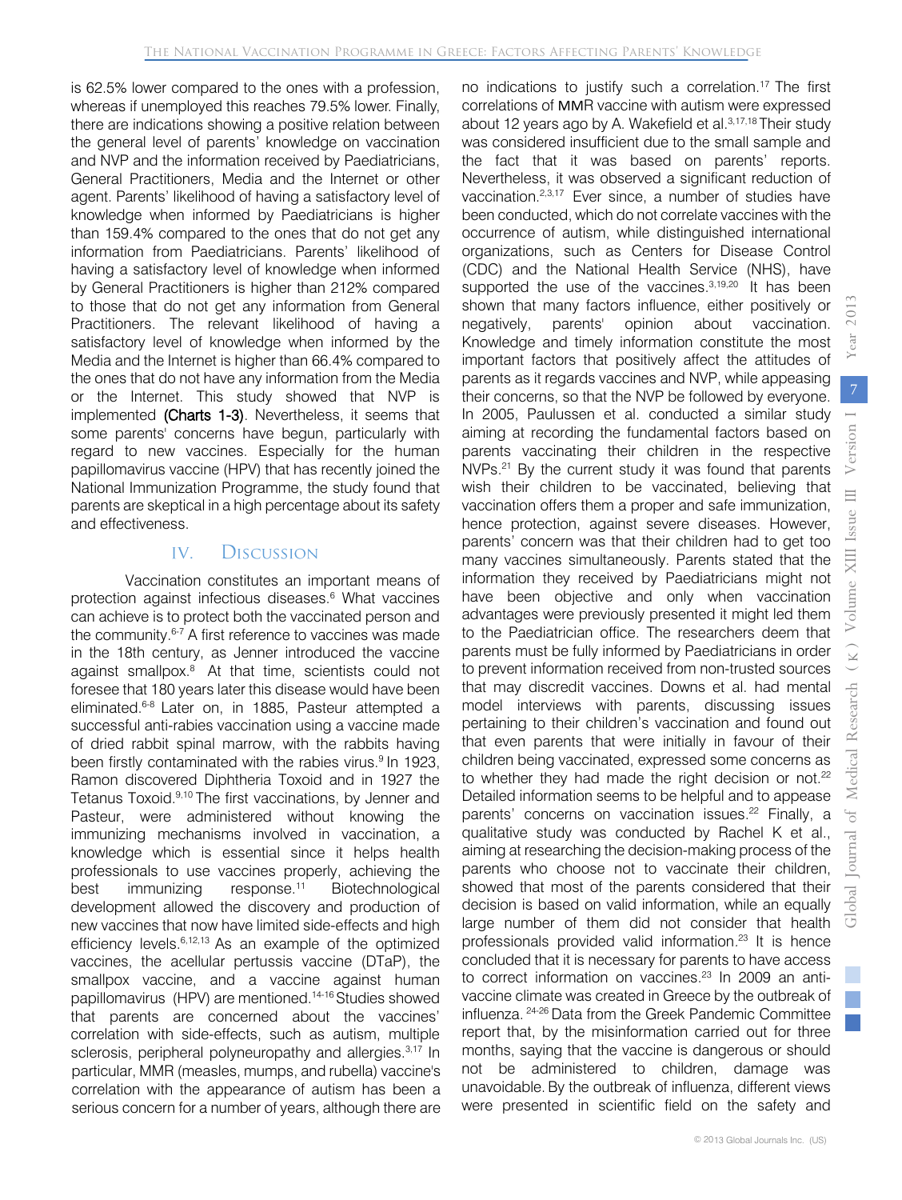is 62.5% lower compared to the ones with a profession, whereas if unemployed this reaches 79.5% lower. Finally, there are indications showing a positive relation between the general level of parents' knowledge on vaccination and NVP and the information received by Paediatricians, General Practitioners, Media and the Internet or other agent. Parents' likelihood of having a satisfactory level of knowledge when informed by Paediatricians is higher than 159.4% compared to the ones that do not get any information from Paediatricians. Parents' likelihood of having a satisfactory level of knowledge when informed by General Practitioners is higher than 212% compared to those that do not get any information from General Practitioners. The relevant likelihood of having a satisfactory level of knowledge when informed by the Media and the Internet is higher than 66.4% compared to the ones that do not have any information from the Media or the Internet. This study showed that NVP is implemented **(Charts 1-3)**. Nevertheless, it seems that some parents' concerns have begun, particularly with regard to new vaccines. Especially for the human papillomavirus vaccine (HPV) that has recently joined the National Immunization Programme, the study found that parents are skeptical in a high percentage about its safety and effectiveness.

## IV. Discussion

Vaccination constitutes an important means of protection against infectious diseases.[6] What vaccines can achieve is to protect both the vaccinated person and the community.[6-7] A first reference to vaccines was made in the 18th century, as Jenner introduced the vaccine against smallpox.[8] At that time, scientists could not foresee that 180 years later this disease would have been eliminated.[6-8] Later on, in 1885, Pasteur attempted a successful anti-rabies vaccination using a vaccine made of dried rabbit spinal marrow, with the rabbits having been firstly contaminated with the rabies virus.[9] In 1923, Ramon discovered Diphtheria Toxoid and in 1927 the Tetanus Toxoid.[9,10] The first vaccinations, by Jenner and Pasteur, were administered without knowing the immunizing mechanisms involved in vaccination, a knowledge which is essential since it helps health professionals to use vaccines properly, achieving the best immunizing response.[11] Biotechnological development allowed the discovery and production of new vaccines that now have limited side-effects and high efficiency levels.[6,12,13] As an example of the optimized vaccines, the acellular pertussis vaccine (DTaP), the smallpox vaccine, and a vaccine against human papillomavirus (HPV) are mentioned.[14-16] Studies showed that parents are concerned about the vaccines' correlation with side-effects, such as autism, multiple sclerosis, peripheral polyneuropathy and allergies.[3,17] In particular, MMR (measles, mumps, and rubella) vaccine's correlation with the appearance of autism has been a serious concern for a number of years, although there are no indications to justify such a correlation.[17] The first correlations of MMR vaccine with autism were expressed about 12 years ago by A. Wakefield et al.[3,17,18] Their study was considered insufficient due to the small sample and the fact that it was based on parents' reports. Nevertheless, it was observed a significant reduction of vaccination.[2,3,17] Ever since, a number of studies have been conducted, which do not correlate vaccines with the occurrence of autism, while distinguished international organizations, such as Centers for Disease Control (CDC) and the National Health Service (NHS), have supported the use of the vaccines.[3,19,20] It has been shown that many factors influence, either positively or negatively, parents' opinion about vaccination. Knowledge and timely information constitute the most important factors that positively affect the attitudes of parents as it regards vaccines and NVP, while appeasing their concerns, so that the NVP be followed by everyone. In 2005, Paulussen et al. conducted a similar study aiming at recording the fundamental factors based on parents vaccinating their children in the respective NVPs.[21] By the current study it was found that parents wish their children to be vaccinated, believing that vaccination offers them a proper and safe immunization, hence protection, against severe diseases. However, parents' concern was that their children had to get too many vaccines simultaneously. Parents stated that the information they received by Paediatricians might not have been objective and only when vaccination advantages were previously presented it might led them to the Paediatrician office. The researchers deem that parents must be fully informed by Paediatricians in order to prevent information received from non-trusted sources that may discredit vaccines. Downs et al. had mental model interviews with parents, discussing issues pertaining to their children's vaccination and found out that even parents that were initially in favour of their children being vaccinated, expressed some concerns as to whether they had made the right decision or not.[22] Detailed information seems to be helpful and to appease parents' concerns on vaccination issues.[22] Finally, a qualitative study was conducted by Rachel K et al., aiming at researching the decision-making process of the parents who choose not to vaccinate their children, showed that most of the parents considered that their decision is based on valid information, while an equally large number of them did not consider that health professionals provided valid information.[23] It is hence concluded that it is necessary for parents to have access to correct information on vaccines.[23] In 2009 an anti-vaccine climate was created in Greece by the outbreak of influenza.[24-26] Data from the Greek Pandemic Committee report that, by the misinformation carried out for three months, saying that the vaccine is dangerous or should not be administered to children, damage was unavoidable. By the outbreak of influenza, different views were presented in scientific field on the safety and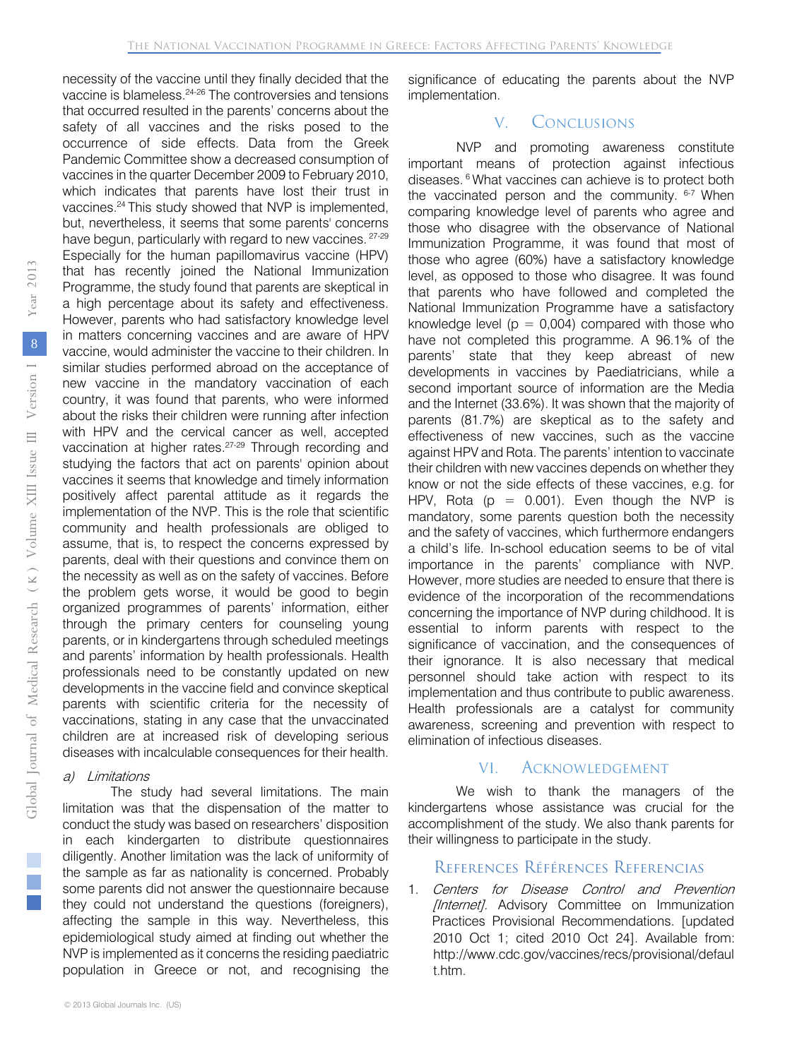necessity of the vaccine until they finally decided that the vaccine is blameless.[24-26] The controversies and tensions that occurred resulted in the parents' concerns about the safety of all vaccines and the risks posed to the occurrence of side effects. Data from the Greek Pandemic Committee show a decreased consumption of vaccines in the quarter December 2009 to February 2010, which indicates that parents have lost their trust in vaccines.[24] This study showed that NVP is implemented, but, nevertheless, it seems that some parents' concerns have begun, particularly with regard to new vaccines.[27-29] Especially for the human papillomavirus vaccine (HPV) that has recently joined the National Immunization Programme, the study found that parents are skeptical in a high percentage about its safety and effectiveness. However, parents who had satisfactory knowledge level in matters concerning vaccines and are aware of HPV vaccine, would administer the vaccine to their children. In similar studies performed abroad on the acceptance of new vaccine in the mandatory vaccination of each country, it was found that parents, who were informed about the risks their children were running after infection with HPV and the cervical cancer as well, accepted vaccination at higher rates.[27-29] Through recording and studying the factors that act on parents' opinion about vaccines it seems that knowledge and timely information positively affect parental attitude as it regards the implementation of the NVP. This is the role that scientific community and health professionals are obliged to assume, that is, to respect the concerns expressed by parents, deal with their questions and convince them on the necessity as well as on the safety of vaccines. Before the problem gets worse, it would be good to begin organized programmes of parents' information, either through the primary centers for counseling young parents, or in kindergartens through scheduled meetings and parents' information by health professionals. Health professionals need to be constantly updated on new developments in the vaccine field and convince skeptical parents with scientific criteria for the necessity of vaccinations, stating in any case that the unvaccinated children are at increased risk of developing serious diseases with incalculable consequences for their health.

### a) Limitations

The study had several limitations. The main limitation was that the dispensation of the matter to conduct the study was based on researchers' disposition in each kindergarten to distribute questionnaires diligently. Another limitation was the lack of uniformity of the sample as far as nationality is concerned. Probably some parents did not answer the questionnaire because they could not understand the questions (foreigners), affecting the sample in this way. Nevertheless, this epidemiological study aimed at finding out whether the NVP is implemented as it concerns the residing paediatric population in Greece or not, and recognising the significance of educating the parents about the NVP implementation.

## V. Conclusions

NVP and promoting awareness constitute important means of protection against infectious diseases.[6] What vaccines can achieve is to protect both the vaccinated person and the community.[6-7] When comparing knowledge level of parents who agree and those who disagree with the observance of National Immunization Programme, it was found that most of those who agree (60%) have a satisfactory knowledge level, as opposed to those who disagree. It was found that parents who have followed and completed the National Immunization Programme have a satisfactory knowledge level ($p = 0{,}004$) compared with those who have not completed this programme. A 96.1% of the parents' state that they keep abreast of new developments in vaccines by Paediatricians, while a second important source of information are the Media and the Internet (33.6%). It was shown that the majority of parents (81.7%) are skeptical as to the safety and effectiveness of new vaccines, such as the vaccine against HPV and Rota. The parents' intention to vaccinate their children with new vaccines depends on whether they know or not the side effects of these vaccines, e.g. for HPV, Rota ($p = 0.001$). Even though the NVP is mandatory, some parents question both the necessity and the safety of vaccines, which furthermore endangers a child's life. In-school education seems to be of vital importance in the parents' compliance with NVP. However, more studies are needed to ensure that there is evidence of the incorporation of the recommendations concerning the importance of NVP during childhood. It is essential to inform parents with respect to the significance of vaccination, and the consequences of their ignorance. It is also necessary that medical personnel should take action with respect to its implementation and thus contribute to public awareness. Health professionals are a catalyst for community awareness, screening and prevention with respect to elimination of infectious diseases.

## VI. Acknowledgement

We wish to thank the managers of the kindergartens whose assistance was crucial for the accomplishment of the study. We also thank parents for their willingness to participate in the study.

## References Références Referencias

1. *Centers for Disease Control and Prevention [Internet].* Advisory Committee on Immunization Practices Provisional Recommendations. [updated 2010 Oct 1; cited 2010 Oct 24]. Available from: http://www.cdc.gov/vaccines/recs/provisional/default.htm.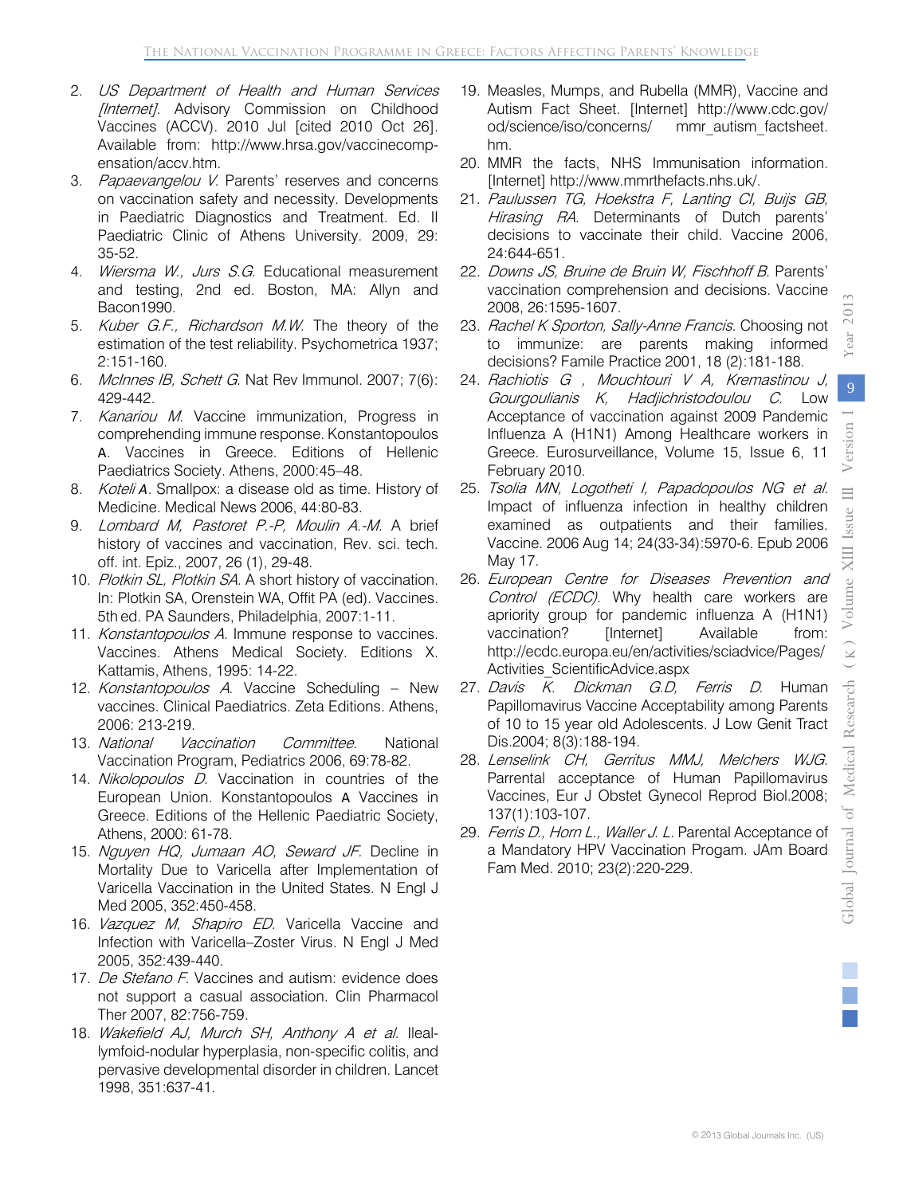2. *US Department of Health and Human Services [Internet].* Advisory Commission on Childhood Vaccines (ACCV). 2010 Jul [cited 2010 Oct 26]. Available from: http://www.hrsa.gov/vaccinecompensation/accv.htm.
3. *Papaevangelou V.* Parents' reserves and concerns on vaccination safety and necessity. Developments in Paediatric Diagnostics and Treatment. Ed. II Paediatric Clinic of Athens University. 2009, 29: 35-52.
4. *Wiersma W., Jurs S.G.* Educational measurement and testing, 2nd ed. Boston, MA: Allyn and Bacon1990.
5. *Kuber G.F., Richardson M.W.* The theory of the estimation of the test reliability. Psychometrica 1937; 2:151-160.
6. *McInnes IB, Schett G.* Nat Rev Immunol. 2007; 7(6): 429-442.
7. *Kanariou M.* Vaccine immunization, Progress in comprehending immune response. Konstantopoulos A. Vaccines in Greece. Editions of Hellenic Paediatrics Society. Athens, 2000:45–48.
8. *Koteli A.* Smallpox: a disease old as time. History of Medicine. Medical News 2006, 44:80-83.
9. *Lombard M, Pastoret P.-P, Moulin A.-M.* A brief history of vaccines and vaccination, Rev. sci. tech. off. int. Epiz., 2007, 26 (1), 29-48.
10. *Plotkin SL, Plotkin SA.* A short history of vaccination. In: Plotkin SA, Orenstein WA, Offit PA (ed). Vaccines. 5th ed. PA Saunders, Philadelphia, 2007:1-11.
11. *Konstantopoulos A.* Immune response to vaccines. Vaccines. Athens Medical Society. Editions X. Kattamis, Athens, 1995: 14-22.
12. *Konstantopoulos A.* Vaccine Scheduling – New vaccines. Clinical Paediatrics. Zeta Editions. Athens, 2006: 213-219.
13. *National Vaccination Committee.* National Vaccination Program, Pediatrics 2006, 69:78-82.
14. *Nikolopoulos D.* Vaccination in countries of the European Union. Konstantopoulos A Vaccines in Greece. Editions of the Hellenic Paediatric Society, Athens, 2000: 61-78.
15. *Nguyen HQ, Jumaan AO, Seward JF.* Decline in Mortality Due to Varicella after Implementation of Varicella Vaccination in the United States. N Engl J Med 2005, 352:450-458.
16. *Vazquez M, Shapiro ED.* Varicella Vaccine and Infection with Varicella–Zoster Virus. N Engl J Med 2005, 352:439-440.
17. *De Stefano F.* Vaccines and autism: evidence does not support a casual association. Clin Pharmacol Ther 2007, 82:756-759.
18. *Wakefield AJ, Murch SH, Anthony A et al.* Ileal-lymfoid-nodular hyperplasia, non-specific colitis, and pervasive developmental disorder in children. Lancet 1998, 351:637-41.
19. Measles, Mumps, and Rubella (MMR), Vaccine and Autism Fact Sheet. [Internet] http://www.cdc.gov/od/science/iso/concerns/ mmr_autism_factsheet.hm.
20. MMR the facts, NHS Immunisation information. [Internet] http://www.mmrthefacts.nhs.uk/.
21. *Paulussen TG, Hoekstra F, Lanting CI, Buijs GB, Hirasing RA.* Determinants of Dutch parents' decisions to vaccinate their child. Vaccine 2006, 24:644-651.
22. *Downs JS, Bruine de Bruin W, Fischhoff B.* Parents' vaccination comprehension and decisions. Vaccine 2008, 26:1595-1607.
23. *Rachel K Sporton, Sally-Anne Francis.* Choosing not to immunize: are parents making informed decisions? Famile Practice 2001, 18 (2):181-188.
24. *Rachiotis G , Mouchtouri V A, Kremastinou J, Gourgoulianis K, Hadjichristodoulou C.* Low Acceptance of vaccination against 2009 Pandemic Influenza A (H1N1) Among Healthcare workers in Greece. Eurosurveillance, Volume 15, Issue 6, 11 February 2010.
25. *Tsolia MN, Logotheti I, Papadopoulos NG et al.* Impact of influenza infection in healthy children examined as outpatients and their families. Vaccine. 2006 Aug 14; 24(33-34):5970-6. Epub 2006 May 17.
26. *European Centre for Diseases Prevention and Control (ECDC).* Why health care workers are apriority group for pandemic influenza A (H1N1) vaccination? [Internet] Available from: http://ecdc.europa.eu/en/activities/sciadvice/Pages/Activities_ScientificAdvice.aspx
27. *Davis K. Dickman G.D, Ferris D.* Human Papillomavirus Vaccine Acceptability among Parents of 10 to 15 year old Adolescents. J Low Genit Tract Dis.2004; 8(3):188-194.
28. *Lenselink CH, Gerritus MMJ, Melchers WJG.* Parrental acceptance of Human Papillomavirus Vaccines, Eur J Obstet Gynecol Reprod Biol.2008; 137(1):103-107.
29. *Ferris D., Horn L., Waller J. L.* Parental Acceptance of a Mandatory HPV Vaccination Progam. JAm Board Fam Med. 2010; 23(2):220-229.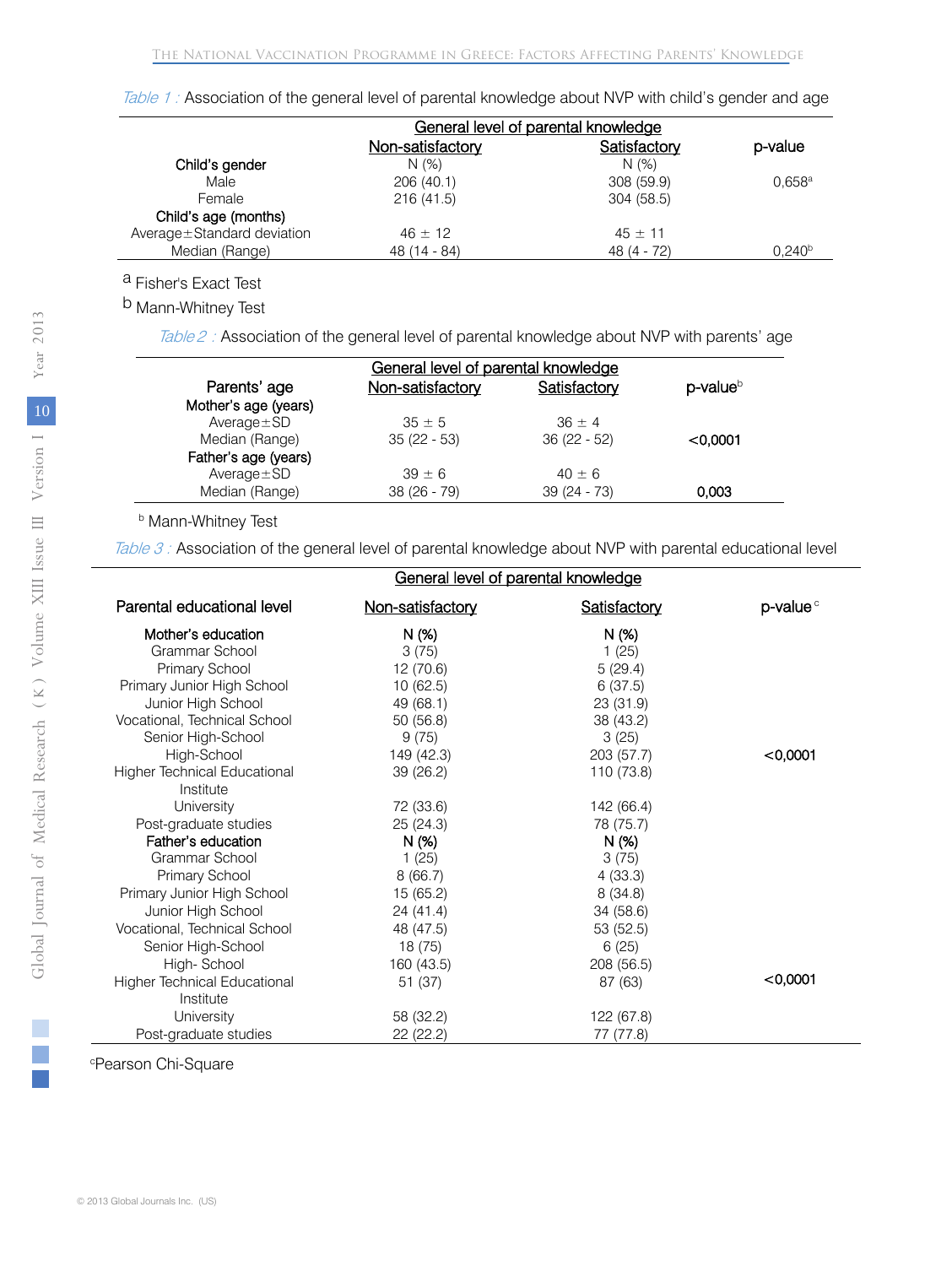*Table 1 :* Association of the general level of parental knowledge about NVP with child's gender and age

| | General level of parental knowledge | | p-value |
|---|---|---|---|
| | Non-satisfactory | Satisfactory | |
| **Child's gender** | N (%) | N (%) | |
| Male | 206 (40.1) | 308 (59.9) | 0,658[a] |
| Female | 216 (41.5) | 304 (58.5) | |
| **Child's age (months)** | | | |
| Average±Standard deviation | 46 ± 12 | 45 ± 11 | |
| Median (Range) | 48 (14 - 84) | 48 (4 - 72) | 0,240[b] |

[a] Fisher's Exact Test

[b] Mann-Whitney Test

*Table 2 :* Association of the general level of parental knowledge about NVP with parents' age

| | General level of parental knowledge | | |
|---|---|---|---|
| Parents' age | Non-satisfactory | Satisfactory | p-value[b] |
| **Mother's age (years)** | | | |
| Average±SD | 35 ± 5 | 36 ± 4 | |
| Median (Range) | 35 (22 - 53) | 36 (22 - 52) | <0,0001 |
| **Father's age (years)** | | | |
| Average±SD | 39 ± 6 | 40 ± 6 | |
| Median (Range) | 38 (26 - 79) | 39 (24 - 73) | 0,003 |

[b] Mann-Whitney Test

*Table 3 :* Association of the general level of parental knowledge about NVP with parental educational level

| | General level of parental knowledge | | |
|---|---|---|---|
| Parental educational level | Non-satisfactory | Satisfactory | p-value[c] |
| **Mother's education** | N (%) | N (%) | |
| Grammar School | 3 (75) | 1 (25) | |
| Primary School | 12 (70.6) | 5 (29.4) | |
| Primary Junior High School | 10 (62.5) | 6 (37.5) | |
| Junior High School | 49 (68.1) | 23 (31.9) | |
| Vocational, Technical School | 50 (56.8) | 38 (43.2) | |
| Senior High-School | 9 (75) | 3 (25) | |
| High-School | 149 (42.3) | 203 (57.7) | <0,0001 |
| Higher Technical Educational Institute | 39 (26.2) | 110 (73.8) | |
| University | 72 (33.6) | 142 (66.4) | |
| Post-graduate studies | 25 (24.3) | 78 (75.7) | |
| **Father's education** | N (%) | N (%) | |
| Grammar School | 1 (25) | 3 (75) | |
| Primary School | 8 (66.7) | 4 (33.3) | |
| Primary Junior High School | 15 (65.2) | 8 (34.8) | |
| Junior High School | 24 (41.4) | 34 (58.6) | |
| Vocational, Technical School | 48 (47.5) | 53 (52.5) | |
| Senior High-School | 18 (75) | 6 (25) | |
| High- School | 160 (43.5) | 208 (56.5) | |
| Higher Technical Educational Institute | 51 (37) | 87 (63) | <0,0001 |
| University | 58 (32.2) | 122 (67.8) | |
| Post-graduate studies | 22 (22.2) | 77 (77.8) | |

[c] Pearson Chi-Square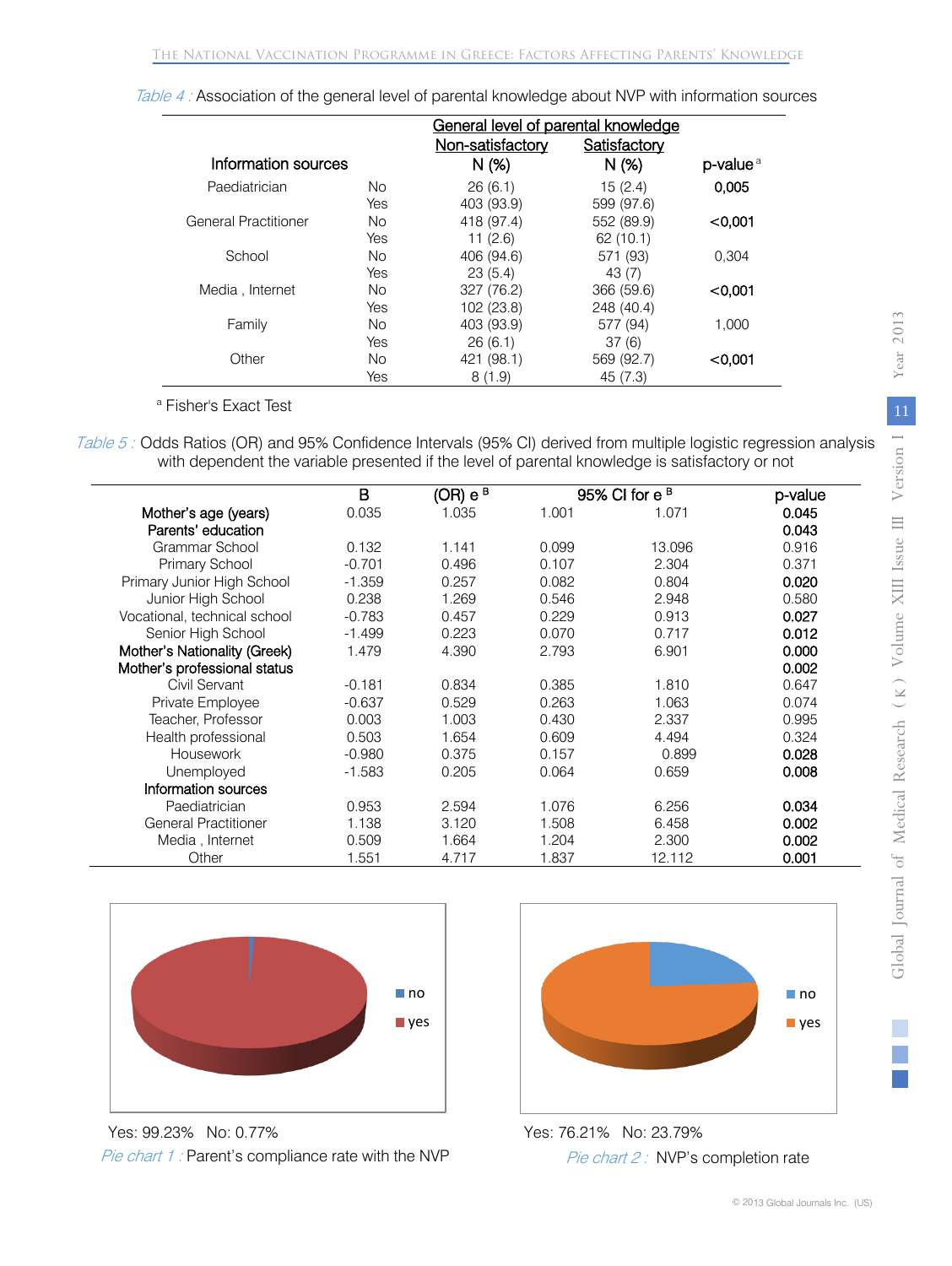*Table 4 :* Association of the general level of parental knowledge about NVP with information sources

| Information sources | | General level of parental knowledge Non-satisfactory N (%) | Satisfactory N (%) | p-value[a] |
|---|---|---|---|---|
| Paediatrician | No | 26 (6.1) | 15 (2.4) | 0,005 |
| | Yes | 403 (93.9) | 599 (97.6) | |
| General Practitioner | No | 418 (97.4) | 552 (89.9) | <0,001 |
| | Yes | 11 (2.6) | 62 (10.1) | |
| School | No | 406 (94.6) | 571 (93) | 0,304 |
| | Yes | 23 (5.4) | 43 (7) | |
| Media , Internet | No | 327 (76.2) | 366 (59.6) | <0,001 |
| | Yes | 102 (23.8) | 248 (40.4) | |
| Family | No | 403 (93.9) | 577 (94) | 1,000 |
| | Yes | 26 (6.1) | 37 (6) | |
| Other | No | 421 (98.1) | 569 (92.7) | <0,001 |
| | Yes | 8 (1.9) | 45 (7.3) | |

[a] Fisher's Exact Test

*Table 5 :* Odds Ratios (OR) and 95% Confidence Intervals (95% CI) derived from multiple logistic regression analysis with dependent the variable presented if the level of parental knowledge is satisfactory or not

| | B | (OR) $e^B$ | 95% CI for $e^B$ | | p-value |
|---|---|---|---|---|---|
| **Mother's age (years)** | 0.035 | 1.035 | 1.001 | 1.071 | **0.045** |
| **Parents' education** | | | | | **0.043** |
| Grammar School | 0.132 | 1.141 | 0.099 | 13.096 | 0.916 |
| Primary School | -0.701 | 0.496 | 0.107 | 2.304 | 0.371 |
| Primary Junior High School | -1.359 | 0.257 | 0.082 | 0.804 | **0.020** |
| Junior High School | 0.238 | 1.269 | 0.546 | 2.948 | 0.580 |
| Vocational, technical school | -0.783 | 0.457 | 0.229 | 0.913 | **0.027** |
| Senior High School | -1.499 | 0.223 | 0.070 | 0.717 | **0.012** |
| **Mother's Nationality (Greek)** | 1.479 | 4.390 | 2.793 | 6.901 | **0.000** |
| **Mother's professional status** | | | | | **0.002** |
| Civil Servant | -0.181 | 0.834 | 0.385 | 1.810 | 0.647 |
| Private Employee | -0.637 | 0.529 | 0.263 | 1.063 | 0.074 |
| Teacher, Professor | 0.003 | 1.003 | 0.430 | 2.337 | 0.995 |
| Health professional | 0.503 | 1.654 | 0.609 | 4.494 | 0.324 |
| Housework | -0.980 | 0.375 | 0.157 | 0.899 | **0.028** |
| Unemployed | -1.583 | 0.205 | 0.064 | 0.659 | **0.008** |
| **Information sources** | | | | | |
| Paediatrician | 0.953 | 2.594 | 1.076 | 6.256 | **0.034** |
| General Practitioner | 1.138 | 3.120 | 1.508 | 6.458 | **0.002** |
| Media , Internet | 0.509 | 1.664 | 1.204 | 2.300 | **0.002** |
| Other | 1.551 | 4.717 | 1.837 | 12.112 | **0.001** |

no
yes

Yes: 99.23% No: 0.77%

*Pie chart 1 :* Parent's compliance rate with the NVP

no
yes

Yes: 76.21% No: 23.79%

*Pie chart 2 :* NVP's completion rate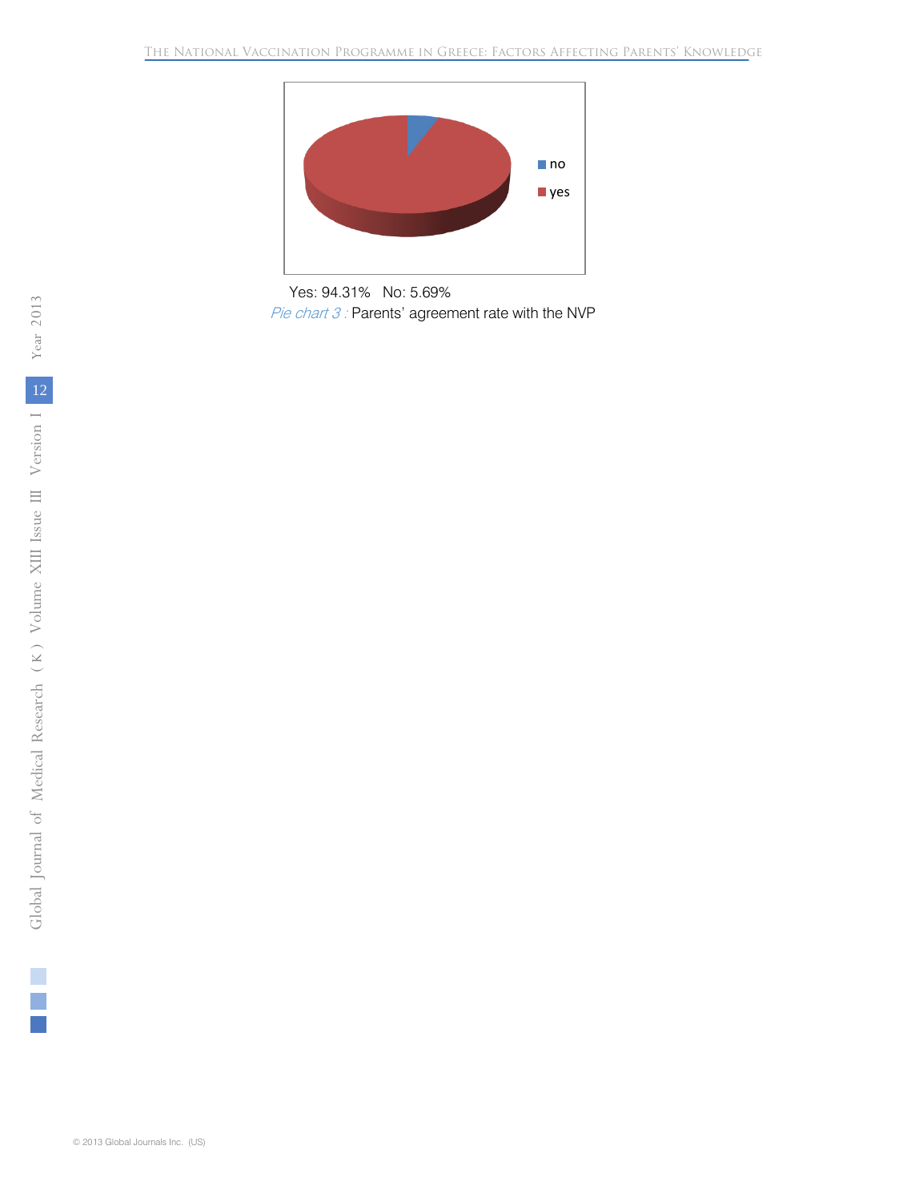no

yes

Yes: 94.31%   No: 5.69%

*Pie chart 3 :* Parents' agreement rate with the NVP